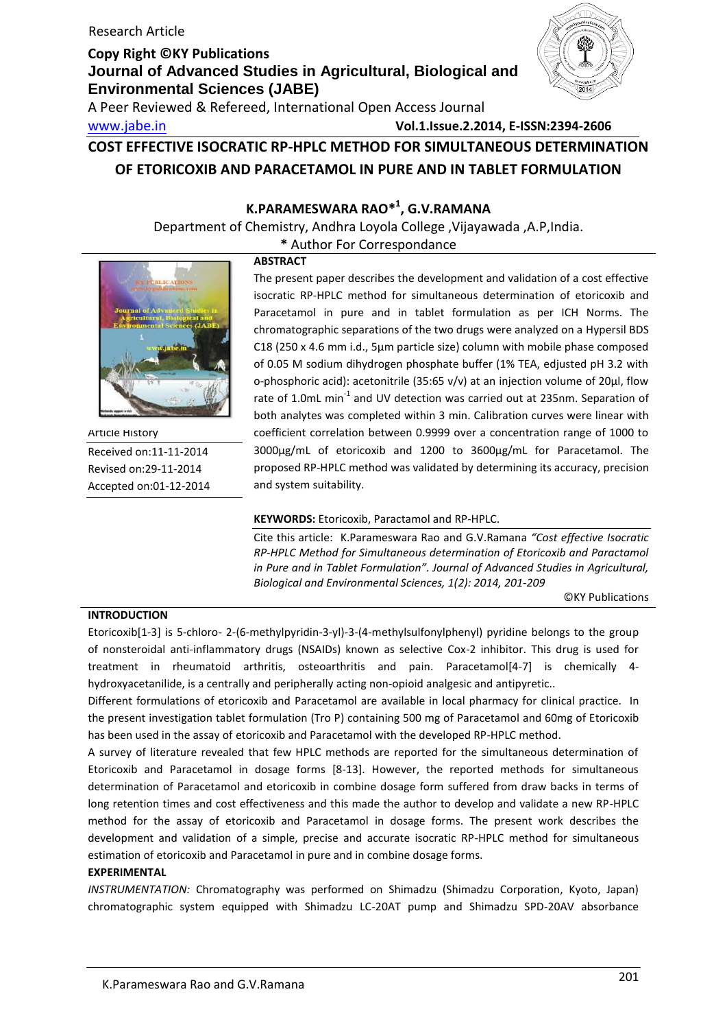Research Article

**Copy Right ©KY Publications**
**Journal of Advanced Studies in Agricultural, Biological and Environmental Sciences (JABE)**
A Peer Reviewed & Refereed, International Open Access Journal
www.jabe.in **Vol.1.Issue.2.2014, E-ISSN:2394-2606**

# COST EFFECTIVE ISOCRATIC RP-HPLC METHOD FOR SIMULTANEOUS DETERMINATION OF ETORICOXIB AND PARACETAMOL IN PURE AND IN TABLET FORMULATION

**K.PARAMESWARA RAO*[1], G.V.RAMANA**

Department of Chemistry, Andhra Loyola College ,Vijayawada ,A.P,India.

**\*** Author For Correspondance

Article History
Received on:11-11-2014
Revised on:29-11-2014
Accepted on:01-12-2014

**ABSTRACT**

The present paper describes the development and validation of a cost effective isocratic RP-HPLC method for simultaneous determination of etoricoxib and Paracetamol in pure and in tablet formulation as per ICH Norms. The chromatographic separations of the two drugs were analyzed on a Hypersil BDS C18 (250 x 4.6 mm i.d., 5µm particle size) column with mobile phase composed of 0.05 M sodium dihydrogen phosphate buffer (1% TEA, edjusted pH 3.2 with o-phosphoric acid): acetonitrile (35:65 v/v) at an injection volume of 20µl, flow rate of 1.0mL $min^{-1}$ and UV detection was carried out at 235nm. Separation of both analytes was completed within 3 min. Calibration curves were linear with coefficient correlation between 0.9999 over a concentration range of 1000 to 3000µg/mL of etoricoxib and 1200 to 3600µg/mL for Paracetamol. The proposed RP-HPLC method was validated by determining its accuracy, precision and system suitability.

**KEYWORDS:** Etoricoxib, Paractamol and RP-HPLC.

Cite this article: K.Parameswara Rao and G.V.Ramana *"Cost effective Isocratic RP-HPLC Method for Simultaneous determination of Etoricoxib and Paractamol in Pure and in Tablet Formulation". Journal of Advanced Studies in Agricultural, Biological and Environmental Sciences, 1(2): 2014, 201-209*

©KY Publications

## INTRODUCTION

Etoricoxib[1-3] is 5-chloro- 2-(6-methylpyridin-3-yl)-3-(4-methylsulfonylphenyl) pyridine belongs to the group of nonsteroidal anti-inflammatory drugs (NSAIDs) known as selective Cox-2 inhibitor. This drug is used for treatment in rheumatoid arthritis, osteoarthritis and pain. Paracetamol[4-7] is chemically 4-hydroxyacetanilide, is a centrally and peripherally acting non-opioid analgesic and antipyretic..

Different formulations of etoricoxib and Paracetamol are available in local pharmacy for clinical practice. In the present investigation tablet formulation (Tro P) containing 500 mg of Paracetamol and 60mg of Etoricoxib has been used in the assay of etoricoxib and Paracetamol with the developed RP-HPLC method.

A survey of literature revealed that few HPLC methods are reported for the simultaneous determination of Etoricoxib and Paracetamol in dosage forms [8-13]. However, the reported methods for simultaneous determination of Paracetamol and etoricoxib in combine dosage form suffered from draw backs in terms of long retention times and cost effectiveness and this made the author to develop and validate a new RP-HPLC method for the assay of etoricoxib and Paracetamol in dosage forms. The present work describes the development and validation of a simple, precise and accurate isocratic RP-HPLC method for simultaneous estimation of etoricoxib and Paracetamol in pure and in combine dosage forms.

## EXPERIMENTAL

*INSTRUMENTATION:* Chromatography was performed on Shimadzu (Shimadzu Corporation, Kyoto, Japan) chromatographic system equipped with Shimadzu LC-20AT pump and Shimadzu SPD-20AV absorbance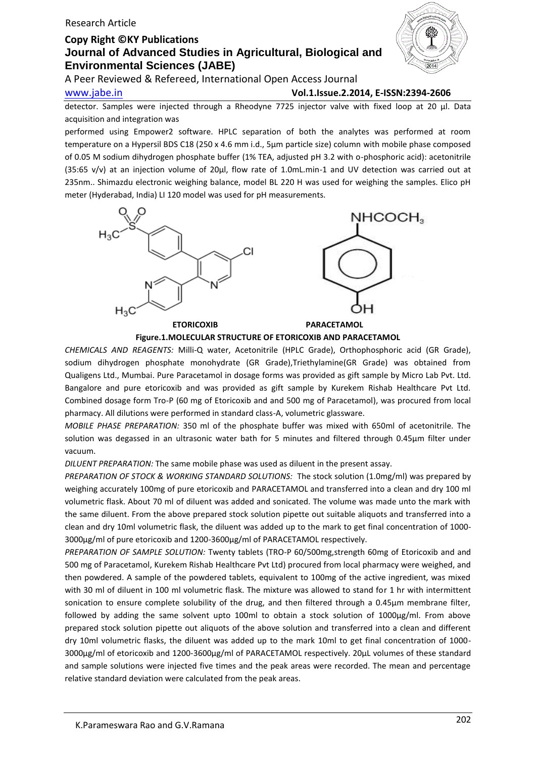detector. Samples were injected through a Rheodyne 7725 injector valve with fixed loop at 20 µl. Data acquisition and integration was

performed using Empower2 software. HPLC separation of both the analytes was performed at room temperature on a Hypersil BDS C18 (250 x 4.6 mm i.d., 5µm particle size) column with mobile phase composed of 0.05 M sodium dihydrogen phosphate buffer (1% TEA, adjusted pH 3.2 with o-phosphoric acid): acetonitrile (35:65 v/v) at an injection volume of 20µl, flow rate of 1.0mL.min-1 and UV detection was carried out at 235nm.. Shimazdu electronic weighing balance, model BL 220 H was used for weighing the samples. Elico pH meter (Hyderabad, India) LI 120 model was used for pH measurements.

ETORICOXIB PARACETAMOL

**Figure.1.MOLECULAR STRUCTURE OF ETORICOXIB AND PARACETAMOL**

*CHEMICALS AND REAGENTS:* Milli-Q water, Acetonitrile (HPLC Grade), Orthophosphoric acid (GR Grade), sodium dihydrogen phosphate monohydrate (GR Grade),Triethylamine(GR Grade) was obtained from Qualigens Ltd., Mumbai. Pure Paracetamol in dosage forms was provided as gift sample by Micro Lab Pvt. Ltd. Bangalore and pure etoricoxib and was provided as gift sample by Kurekem Rishab Healthcare Pvt Ltd. Combined dosage form Tro-P (60 mg of Etoricoxib and and 500 mg of Paracetamol), was procured from local pharmacy. All dilutions were performed in standard class-A, volumetric glassware.

*MOBILE PHASE PREPARATION:* 350 ml of the phosphate buffer was mixed with 650ml of acetonitrile. The solution was degassed in an ultrasonic water bath for 5 minutes and filtered through 0.45µm filter under vacuum.

*DILUENT PREPARATION:* The same mobile phase was used as diluent in the present assay.

*PREPARATION OF STOCK & WORKING STANDARD SOLUTIONS:* The stock solution (1.0mg/ml) was prepared by weighing accurately 100mg of pure etoricoxib and PARACETAMOL and transferred into a clean and dry 100 ml volumetric flask. About 70 ml of diluent was added and sonicated. The volume was made unto the mark with the same diluent. From the above prepared stock solution pipette out suitable aliquots and transferred into a clean and dry 10ml volumetric flask, the diluent was added up to the mark to get final concentration of 1000-3000µg/ml of pure etoricoxib and 1200-3600µg/ml of PARACETAMOL respectively.

*PREPARATION OF SAMPLE SOLUTION:* Twenty tablets (TRO-P 60/500mg,strength 60mg of Etoricoxib and and 500 mg of Paracetamol, Kurekem Rishab Healthcare Pvt Ltd) procured from local pharmacy were weighed, and then powdered. A sample of the powdered tablets, equivalent to 100mg of the active ingredient, was mixed with 30 ml of diluent in 100 ml volumetric flask. The mixture was allowed to stand for 1 hr with intermittent sonication to ensure complete solubility of the drug, and then filtered through a 0.45µm membrane filter, followed by adding the same solvent upto 100ml to obtain a stock solution of 1000µg/ml. From above prepared stock solution pipette out aliquots of the above solution and transferred into a clean and different dry 10ml volumetric flasks, the diluent was added up to the mark 10ml to get final concentration of 1000-3000µg/ml of etoricoxib and 1200-3600µg/ml of PARACETAMOL respectively. 20µL volumes of these standard and sample solutions were injected five times and the peak areas were recorded. The mean and percentage relative standard deviation were calculated from the peak areas.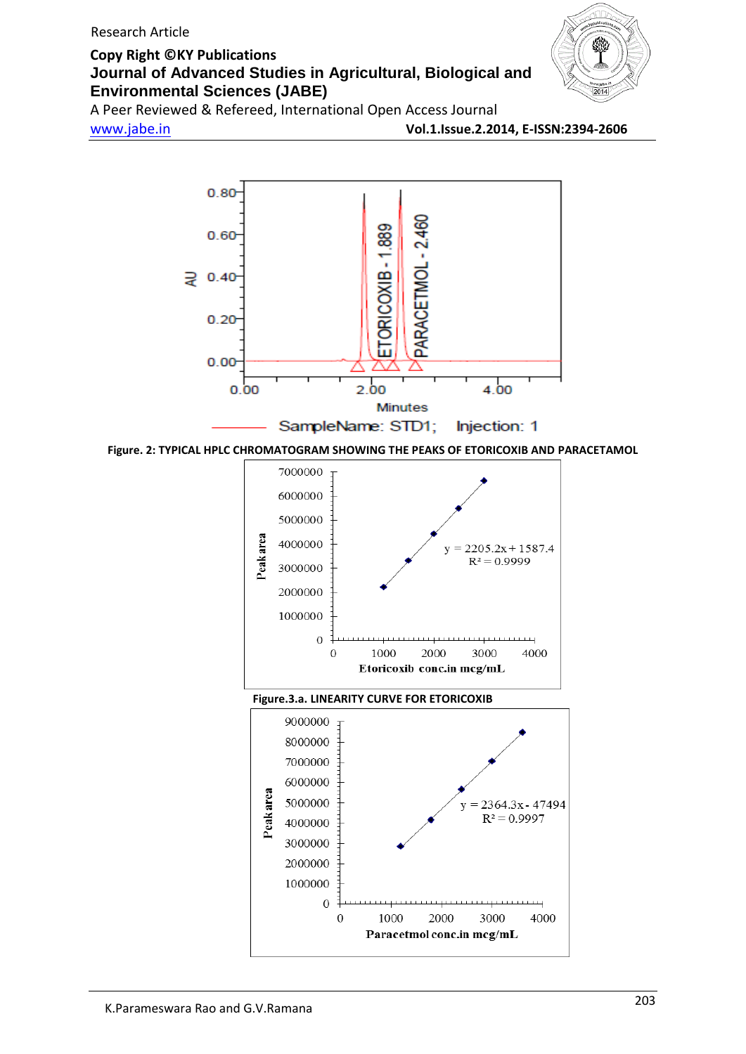Figure. 2: TYPICAL HPLC CHROMATOGRAM SHOWING THE PEAKS OF ETORICOXIB AND PARACETAMOL

Figure.3.a. LINEARITY CURVE FOR ETORICOXIB

$y = 2205.2x + 1587.4$
$R^2 = 0.9999$

$y = 2364.3x - 47494$
$R^2 = 0.9997$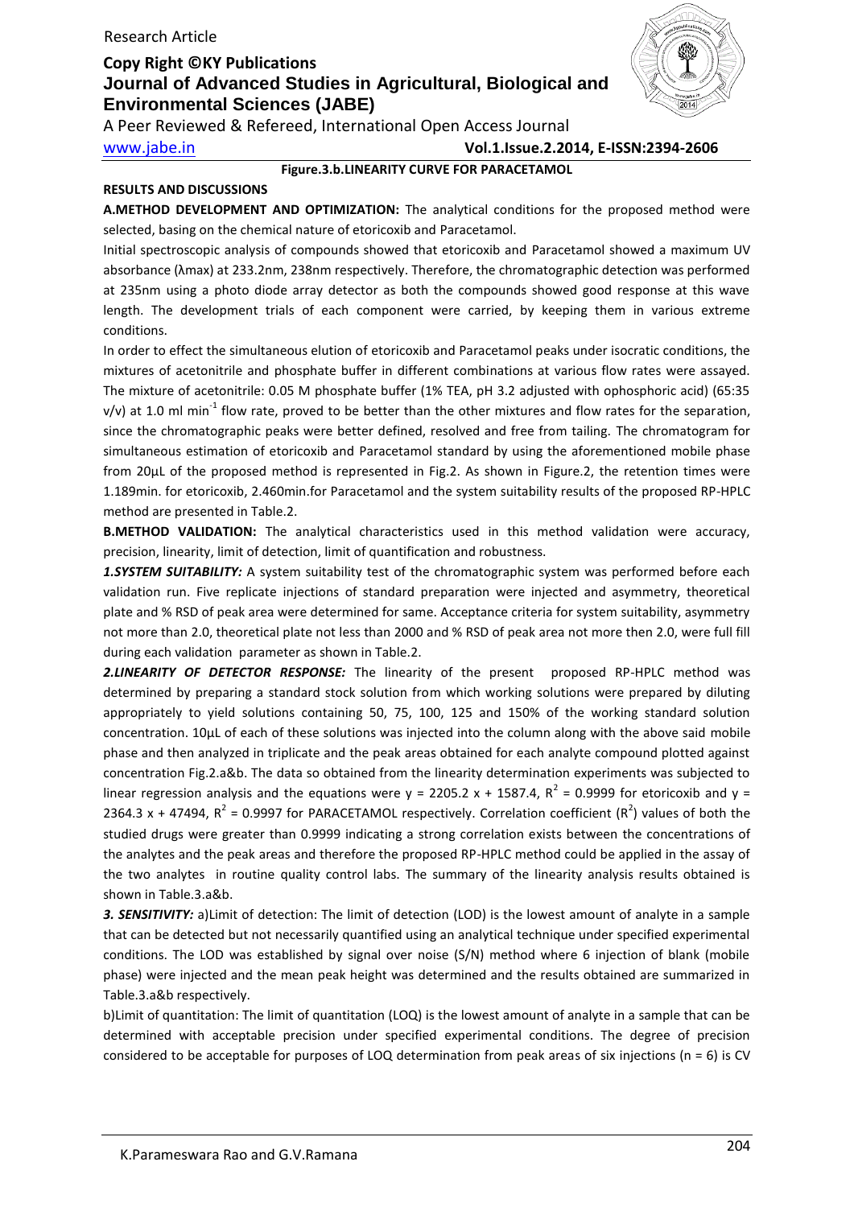**Figure.3.b.LINEARITY CURVE FOR PARACETAMOL**

**RESULTS AND DISCUSSIONS**

**A.METHOD DEVELOPMENT AND OPTIMIZATION:** The analytical conditions for the proposed method were selected, basing on the chemical nature of etoricoxib and Paracetamol.

Initial spectroscopic analysis of compounds showed that etoricoxib and Paracetamol showed a maximum UV absorbance (λmax) at 233.2nm, 238nm respectively. Therefore, the chromatographic detection was performed at 235nm using a photo diode array detector as both the compounds showed good response at this wave length. The development trials of each component were carried, by keeping them in various extreme conditions.

In order to effect the simultaneous elution of etoricoxib and Paracetamol peaks under isocratic conditions, the mixtures of acetonitrile and phosphate buffer in different combinations at various flow rates were assayed. The mixture of acetonitrile: 0.05 M phosphate buffer (1% TEA, pH 3.2 adjusted with ophosphoric acid) (65:35 v/v) at 1.0 ml $min^{-1}$ flow rate, proved to be better than the other mixtures and flow rates for the separation, since the chromatographic peaks were better defined, resolved and free from tailing. The chromatogram for simultaneous estimation of etoricoxib and Paracetamol standard by using the aforementioned mobile phase from 20µL of the proposed method is represented in Fig.2. As shown in Figure.2, the retention times were 1.189min. for etoricoxib, 2.460min.for Paracetamol and the system suitability results of the proposed RP-HPLC method are presented in Table.2.

**B.METHOD VALIDATION:** The analytical characteristics used in this method validation were accuracy, precision, linearity, limit of detection, limit of quantification and robustness.

***1.SYSTEM SUITABILITY:*** A system suitability test of the chromatographic system was performed before each validation run. Five replicate injections of standard preparation were injected and asymmetry, theoretical plate and % RSD of peak area were determined for same. Acceptance criteria for system suitability, asymmetry not more than 2.0, theoretical plate not less than 2000 and % RSD of peak area not more then 2.0, were full fill during each validation parameter as shown in Table.2.

***2.LINEARITY OF DETECTOR RESPONSE:*** The linearity of the present proposed RP-HPLC method was determined by preparing a standard stock solution from which working solutions were prepared by diluting appropriately to yield solutions containing 50, 75, 100, 125 and 150% of the working standard solution concentration. 10µL of each of these solutions was injected into the column along with the above said mobile phase and then analyzed in triplicate and the peak areas obtained for each analyte compound plotted against concentration Fig.2.a&b. The data so obtained from the linearity determination experiments was subjected to linear regression analysis and the equations were $y = 2205.2\ x + 1587.4$, $R^2 = 0.9999$ for etoricoxib and $y = 2364.3\ x + 47494$, $R^2 = 0.9997$ for PARACETAMOL respectively. Correlation coefficient ($R^2$) values of both the studied drugs were greater than 0.9999 indicating a strong correlation exists between the concentrations of the analytes and the peak areas and therefore the proposed RP-HPLC method could be applied in the assay of the two analytes in routine quality control labs. The summary of the linearity analysis results obtained is shown in Table.3.a&b.

***3. SENSITIVITY:*** a)Limit of detection: The limit of detection (LOD) is the lowest amount of analyte in a sample that can be detected but not necessarily quantified using an analytical technique under specified experimental conditions. The LOD was established by signal over noise (S/N) method where 6 injection of blank (mobile phase) were injected and the mean peak height was determined and the results obtained are summarized in Table.3.a&b respectively.

b)Limit of quantitation: The limit of quantitation (LOQ) is the lowest amount of analyte in a sample that can be determined with acceptable precision under specified experimental conditions. The degree of precision considered to be acceptable for purposes of LOQ determination from peak areas of six injections (n = 6) is CV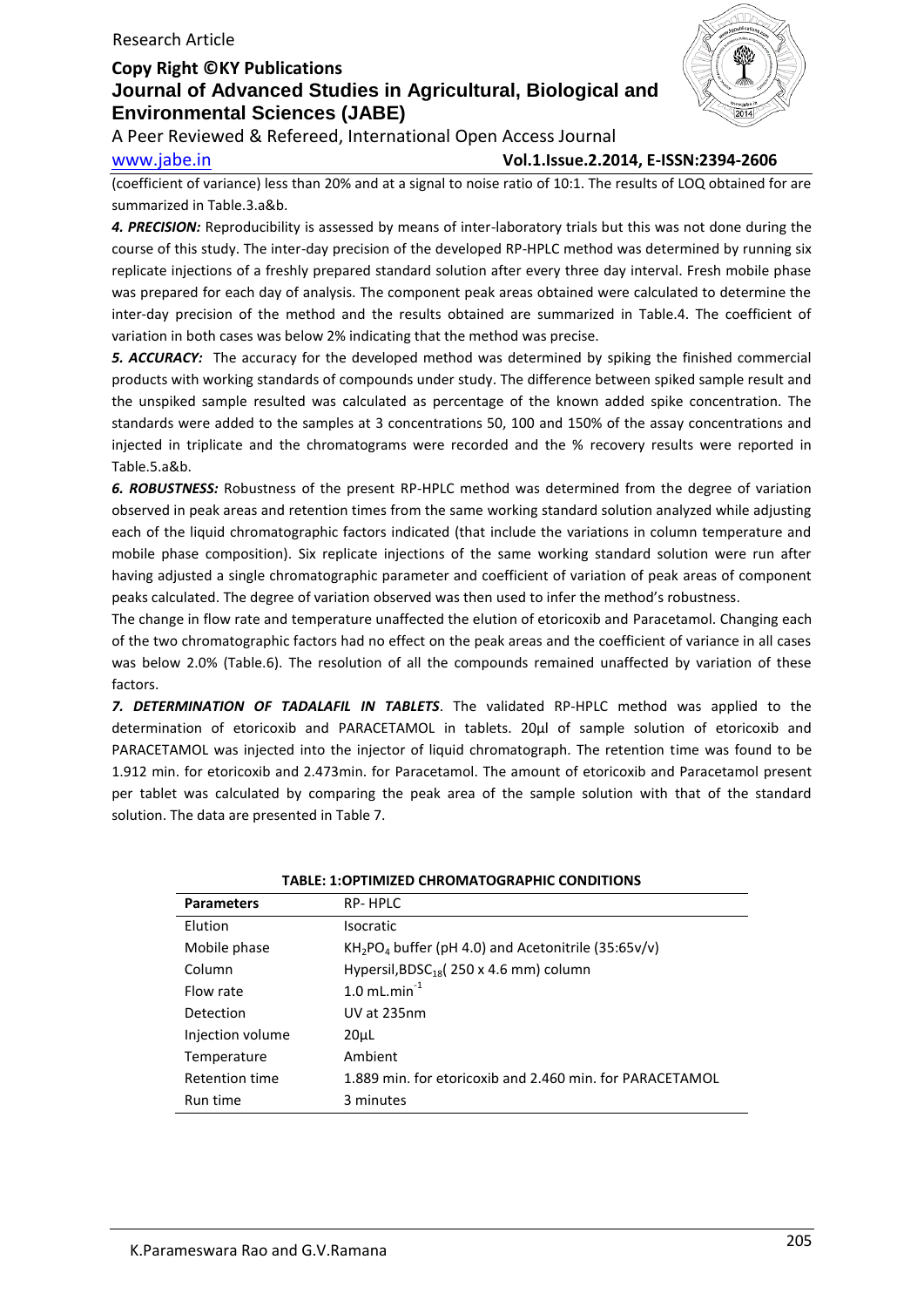(coefficient of variance) less than 20% and at a signal to noise ratio of 10:1. The results of LOQ obtained for are summarized in Table.3.a&b.

***4. PRECISION:*** Reproducibility is assessed by means of inter-laboratory trials but this was not done during the course of this study. The inter-day precision of the developed RP-HPLC method was determined by running six replicate injections of a freshly prepared standard solution after every three day interval. Fresh mobile phase was prepared for each day of analysis. The component peak areas obtained were calculated to determine the inter-day precision of the method and the results obtained are summarized in Table.4. The coefficient of variation in both cases was below 2% indicating that the method was precise.

***5. ACCURACY:*** The accuracy for the developed method was determined by spiking the finished commercial products with working standards of compounds under study. The difference between spiked sample result and the unspiked sample resulted was calculated as percentage of the known added spike concentration. The standards were added to the samples at 3 concentrations 50, 100 and 150% of the assay concentrations and injected in triplicate and the chromatograms were recorded and the % recovery results were reported in Table.5.a&b.

***6. ROBUSTNESS:*** Robustness of the present RP-HPLC method was determined from the degree of variation observed in peak areas and retention times from the same working standard solution analyzed while adjusting each of the liquid chromatographic factors indicated (that include the variations in column temperature and mobile phase composition). Six replicate injections of the same working standard solution were run after having adjusted a single chromatographic parameter and coefficient of variation of peak areas of component peaks calculated. The degree of variation observed was then used to infer the method's robustness.

The change in flow rate and temperature unaffected the elution of etoricoxib and Paracetamol. Changing each of the two chromatographic factors had no effect on the peak areas and the coefficient of variance in all cases was below 2.0% (Table.6). The resolution of all the compounds remained unaffected by variation of these factors.

***7. DETERMINATION OF TADALAFIL IN TABLETS***. The validated RP-HPLC method was applied to the determination of etoricoxib and PARACETAMOL in tablets. 20µl of sample solution of etoricoxib and PARACETAMOL was injected into the injector of liquid chromatograph. The retention time was found to be 1.912 min. for etoricoxib and 2.473min. for Paracetamol. The amount of etoricoxib and Paracetamol present per tablet was calculated by comparing the peak area of the sample solution with that of the standard solution. The data are presented in Table 7.

**TABLE: 1:OPTIMIZED CHROMATOGRAPHIC CONDITIONS**

| Parameters | RP- HPLC |
|---|---|
| Elution | Isocratic |
| Mobile phase | $KH_2PO_4$ buffer (pH 4.0) and Acetonitrile (35:65v/v) |
| Column | Hypersil,BDS$C_{18}$( 250 x 4.6 mm) column |
| Flow rate | 1.0 $mL.min^{-1}$ |
| Detection | UV at 235nm |
| Injection volume | 20µL |
| Temperature | Ambient |
| Retention time | 1.889 min. for etoricoxib and 2.460 min. for PARACETAMOL |
| Run time | 3 minutes |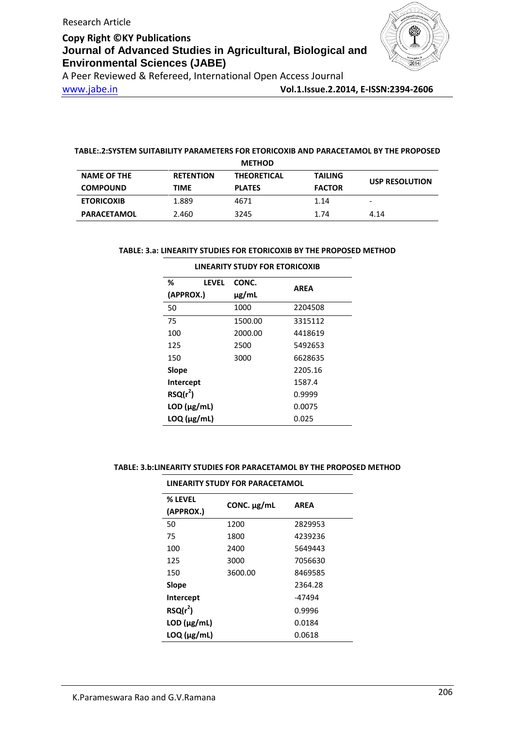**TABLE:.2:SYSTEM SUITABILITY PARAMETERS FOR ETORICOXIB AND PARACETAMOL BY THE PROPOSED METHOD**

| NAME OF THE COMPOUND | RETENTION TIME | THEORETICAL PLATES | TAILING FACTOR | USP RESOLUTION |
|---|---|---|---|---|
| ETORICOXIB | 1.889 | 4671 | 1.14 | - |
| PARACETAMOL | 2.460 | 3245 | 1.74 | 4.14 |

**TABLE: 3.a: LINEARITY STUDIES FOR ETORICOXIB BY THE PROPOSED METHOD**

| LINEARITY STUDY FOR ETORICOXIB | | |
|---|---|---|
| % LEVEL (APPROX.) | CONC. μg/mL | AREA |
| 50 | 1000 | 2204508 |
| 75 | 1500.00 | 3315112 |
| 100 | 2000.00 | 4418619 |
| 125 | 2500 | 5492653 |
| 150 | 3000 | 6628635 |
| **Slope** | | 2205.16 |
| **Intercept** | | 1587.4 |
| **RSQ($r^2$)** | | 0.9999 |
| **LOD (μg/mL)** | | 0.0075 |
| **LOQ (μg/mL)** | | 0.025 |

**TABLE: 3.b:LINEARITY STUDIES FOR PARACETAMOL BY THE PROPOSED METHOD**

| LINEARITY STUDY FOR PARACETAMOL | | |
|---|---|---|
| % LEVEL (APPROX.) | CONC. μg/mL | AREA |
| 50 | 1200 | 2829953 |
| 75 | 1800 | 4239236 |
| 100 | 2400 | 5649443 |
| 125 | 3000 | 7056630 |
| 150 | 3600.00 | 8469585 |
| **Slope** | | 2364.28 |
| **Intercept** | | -47494 |
| **RSQ($r^2$)** | | 0.9996 |
| **LOD (μg/mL)** | | 0.0184 |
| **LOQ (μg/mL)** | | 0.0618 |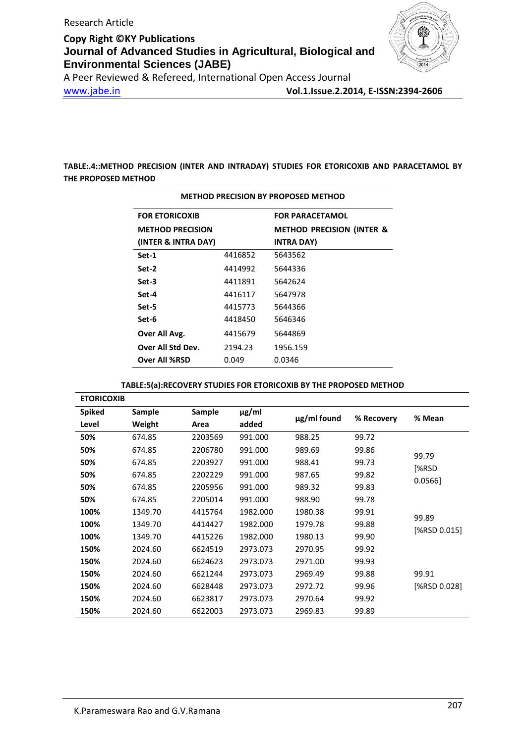**TABLE:.4::METHOD PRECISION (INTER AND INTRADAY) STUDIES FOR ETORICOXIB AND PARACETAMOL BY THE PROPOSED METHOD**

| METHOD PRECISION BY PROPOSED METHOD | | |
|---|---|---|
| **FOR ETORICOXIB** **METHOD PRECISION (INTER & INTRA DAY)** | | **FOR PARACETAMOL** **METHOD PRECISION (INTER & INTRA DAY)** |
| **Set-1** | 4416852 | 5643562 |
| **Set-2** | 4414992 | 5644336 |
| **Set-3** | 4411891 | 5642624 |
| **Set-4** | 4416117 | 5647978 |
| **Set-5** | 4415773 | 5644366 |
| **Set-6** | 4418450 | 5646346 |
| **Over All Avg.** | 4415679 | 5644869 |
| **Over All Std Dev.** | 2194.23 | 1956.159 |
| **Over All %RSD** | 0.049 | 0.0346 |

**TABLE:5(a):RECOVERY STUDIES FOR ETORICOXIB BY THE PROPOSED METHOD**

| **ETORICOXIB** | | | | | | |
|---|---|---|---|---|---|---|
| **Spiked Level** | **Sample Weight** | **Sample Area** | **μg/ml added** | **μg/ml found** | **% Recovery** | **% Mean** |
| **50%** | 674.85 | 2203569 | 991.000 | 988.25 | 99.72 | 99.79 [%RSD 0.0566] |
| **50%** | 674.85 | 2206780 | 991.000 | 989.69 | 99.86 | |
| **50%** | 674.85 | 2203927 | 991.000 | 988.41 | 99.73 | |
| **50%** | 674.85 | 2202229 | 991.000 | 987.65 | 99.82 | |
| **50%** | 674.85 | 2205956 | 991.000 | 989.32 | 99.83 | |
| **50%** | 674.85 | 2205014 | 991.000 | 988.90 | 99.78 | |
| **100%** | 1349.70 | 4415764 | 1982.000 | 1980.38 | 99.91 | 99.89 [%RSD 0.015] |
| **100%** | 1349.70 | 4414427 | 1982.000 | 1979.78 | 99.88 | |
| **100%** | 1349.70 | 4415226 | 1982.000 | 1980.13 | 99.90 | |
| **150%** | 2024.60 | 6624519 | 2973.073 | 2970.95 | 99.92 | 99.91 [%RSD 0.028] |
| **150%** | 2024.60 | 6624623 | 2973.073 | 2971.00 | 99.93 | |
| **150%** | 2024.60 | 6621244 | 2973.073 | 2969.49 | 99.88 | |
| **150%** | 2024.60 | 6628448 | 2973.073 | 2972.72 | 99.96 | |
| **150%** | 2024.60 | 6623817 | 2973.073 | 2970.64 | 99.92 | |
| **150%** | 2024.60 | 6622003 | 2973.073 | 2969.83 | 99.89 | |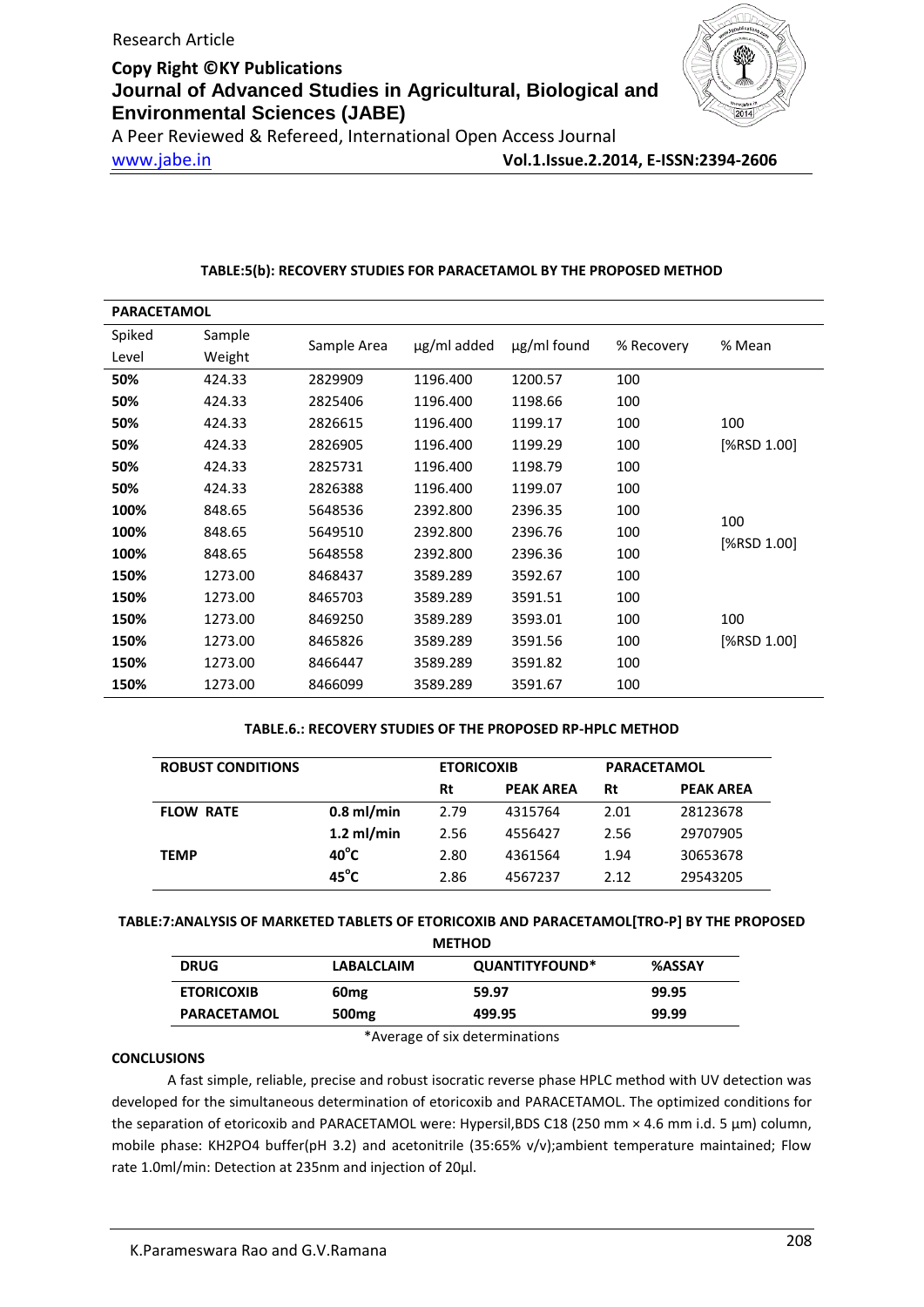**TABLE:5(b): RECOVERY STUDIES FOR PARACETAMOL BY THE PROPOSED METHOD**

| PARACETAMOL | | | | | | |
|---|---|---|---|---|---|---|
| Spiked Level | Sample Weight | Sample Area | µg/ml added | µg/ml found | % Recovery | % Mean |
| **50%** | 424.33 | 2829909 | 1196.400 | 1200.57 | 100 | |
| **50%** | 424.33 | 2825406 | 1196.400 | 1198.66 | 100 | |
| **50%** | 424.33 | 2826615 | 1196.400 | 1199.17 | 100 | 100 |
| **50%** | 424.33 | 2826905 | 1196.400 | 1199.29 | 100 | [%RSD 1.00] |
| **50%** | 424.33 | 2825731 | 1196.400 | 1198.79 | 100 | |
| **50%** | 424.33 | 2826388 | 1196.400 | 1199.07 | 100 | |
| **100%** | 848.65 | 5648536 | 2392.800 | 2396.35 | 100 | |
| **100%** | 848.65 | 5649510 | 2392.800 | 2396.76 | 100 | 100 [%RSD 1.00] |
| **100%** | 848.65 | 5648558 | 2392.800 | 2396.36 | 100 | |
| **150%** | 1273.00 | 8468437 | 3589.289 | 3592.67 | 100 | |
| **150%** | 1273.00 | 8465703 | 3589.289 | 3591.51 | 100 | |
| **150%** | 1273.00 | 8469250 | 3589.289 | 3593.01 | 100 | 100 |
| **150%** | 1273.00 | 8465826 | 3589.289 | 3591.56 | 100 | [%RSD 1.00] |
| **150%** | 1273.00 | 8466447 | 3589.289 | 3591.82 | 100 | |
| **150%** | 1273.00 | 8466099 | 3589.289 | 3591.67 | 100 | |

**TABLE.6.: RECOVERY STUDIES OF THE PROPOSED RP-HPLC METHOD**

| ROBUST CONDITIONS | | ETORICOXIB | | PARACETAMOL | |
|---|---|---|---|---|---|
| | | Rt | PEAK AREA | Rt | PEAK AREA |
| **FLOW RATE** | **0.8 ml/min** | 2.79 | 4315764 | 2.01 | 28123678 |
| | **1.2 ml/min** | 2.56 | 4556427 | 2.56 | 29707905 |
| **TEMP** | **40°C** | 2.80 | 4361564 | 1.94 | 30653678 |
| | **45°C** | 2.86 | 4567237 | 2.12 | 29543205 |

**TABLE:7:ANALYSIS OF MARKETED TABLETS OF ETORICOXIB AND PARACETAMOL[TRO-P] BY THE PROPOSED METHOD**

| DRUG | LABALCLAIM | QUANTITYFOUND* | %ASSAY |
|---|---|---|---|
| **ETORICOXIB** | **60mg** | **59.97** | **99.95** |
| **PARACETAMOL** | **500mg** | **499.95** | **99.99** |

*Average of six determinations

**CONCLUSIONS**

A fast simple, reliable, precise and robust isocratic reverse phase HPLC method with UV detection was developed for the simultaneous determination of etoricoxib and PARACETAMOL. The optimized conditions for the separation of etoricoxib and PARACETAMOL were: Hypersil,BDS C18 (250 mm × 4.6 mm i.d. 5 µm) column, mobile phase: $KH_2PO_4$ buffer(pH 3.2) and acetonitrile (35:65% v/v);ambient temperature maintained; Flow rate 1.0ml/min: Detection at 235nm and injection of 20µl.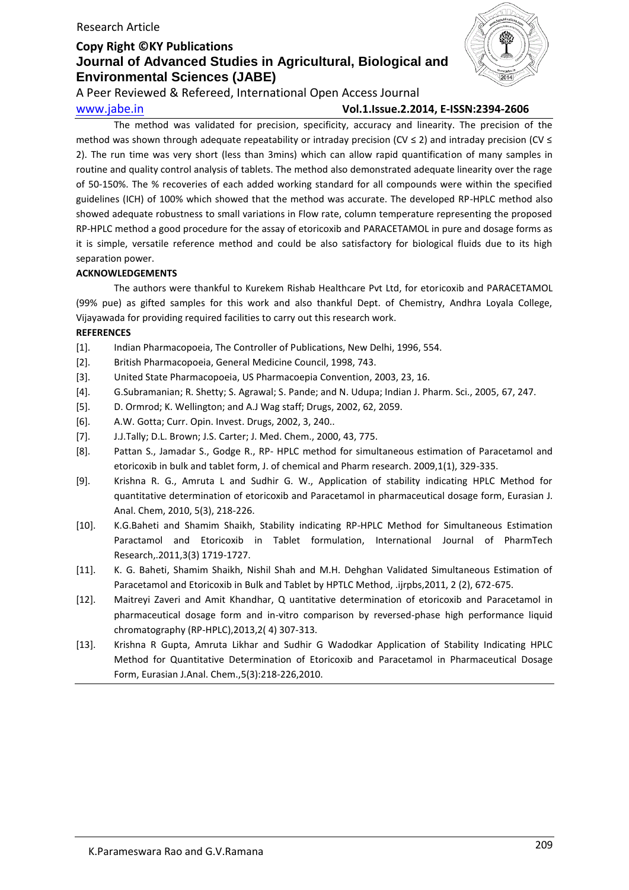The method was validated for precision, specificity, accuracy and linearity. The precision of the method was shown through adequate repeatability or intraday precision (CV ≤ 2) and intraday precision (CV ≤ 2). The run time was very short (less than 3mins) which can allow rapid quantification of many samples in routine and quality control analysis of tablets. The method also demonstrated adequate linearity over the rage of 50-150%. The % recoveries of each added working standard for all compounds were within the specified guidelines (ICH) of 100% which showed that the method was accurate. The developed RP-HPLC method also showed adequate robustness to small variations in Flow rate, column temperature representing the proposed RP-HPLC method a good procedure for the assay of etoricoxib and PARACETAMOL in pure and dosage forms as it is simple, versatile reference method and could be also satisfactory for biological fluids due to its high separation power.

## ACKNOWLEDGEMENTS

The authors were thankful to Kurekem Rishab Healthcare Pvt Ltd, for etoricoxib and PARACETAMOL (99% pue) as gifted samples for this work and also thankful Dept. of Chemistry, Andhra Loyala College, Vijayawada for providing required facilities to carry out this research work.

## REFERENCES

[1]. Indian Pharmacopoeia, The Controller of Publications, New Delhi, 1996, 554.

[2]. British Pharmacopoeia, General Medicine Council, 1998, 743.

[3]. United State Pharmacopoeia, US Pharmacoepia Convention, 2003, 23, 16.

[4]. G.Subramanian; R. Shetty; S. Agrawal; S. Pande; and N. Udupa; Indian J. Pharm. Sci., 2005, 67, 247.

[5]. D. Ormrod; K. Wellington; and A.J Wag staff; Drugs, 2002, 62, 2059.

[6]. A.W. Gotta; Curr. Opin. Invest. Drugs, 2002, 3, 240..

[7]. J.J.Tally; D.L. Brown; J.S. Carter; J. Med. Chem., 2000, 43, 775.

[8]. Pattan S., Jamadar S., Godge R., RP- HPLC method for simultaneous estimation of Paracetamol and etoricoxib in bulk and tablet form, J. of chemical and Pharm research. 2009,1(1), 329-335.

[9]. Krishna R. G., Amruta L and Sudhir G. W., Application of stability indicating HPLC Method for quantitative determination of etoricoxib and Paracetamol in pharmaceutical dosage form, Eurasian J. Anal. Chem, 2010, 5(3), 218-226.

[10]. K.G.Baheti and Shamim Shaikh, Stability indicating RP-HPLC Method for Simultaneous Estimation Paractamol and Etoricoxib in Tablet formulation, International Journal of PharmTech Research,.2011,3(3) 1719-1727.

[11]. K. G. Baheti, Shamim Shaikh, Nishil Shah and M.H. Dehghan Validated Simultaneous Estimation of Paracetamol and Etoricoxib in Bulk and Tablet by HPTLC Method, .ijrpbs,2011, 2 (2), 672-675.

[12]. Maitreyi Zaveri and Amit Khandhar, Q uantitative determination of etoricoxib and Paracetamol in pharmaceutical dosage form and in-vitro comparison by reversed-phase high performance liquid chromatography (RP-HPLC),2013,2( 4) 307-313.

[13]. Krishna R Gupta, Amruta Likhar and Sudhir G Wadodkar Application of Stability Indicating HPLC Method for Quantitative Determination of Etoricoxib and Paracetamol in Pharmaceutical Dosage Form, Eurasian J.Anal. Chem.,5(3):218-226,2010.